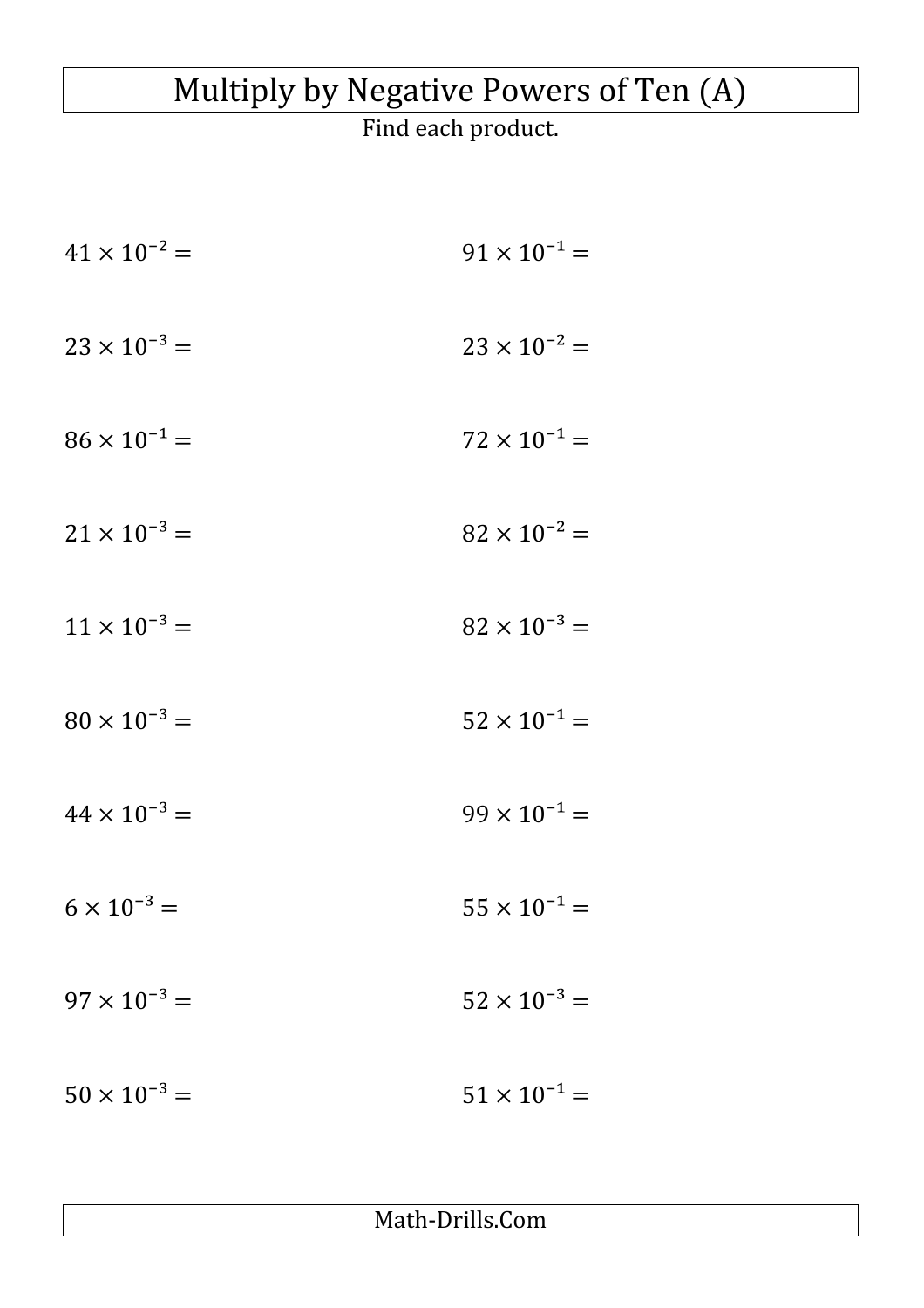# Multiply by Negative Powers of Ten (A)

Find each product.

$41 \times 10^{-2} =$

$91 \times 10^{-1} =$

$23 \times 10^{-3} =$

$23 \times 10^{-2} =$

$86 \times 10^{-1} =$

$72 \times 10^{-1} =$

$21 \times 10^{-3} =$

$82 \times 10^{-2} =$

$11 \times 10^{-3} =$

$82 \times 10^{-3} =$

$80 \times 10^{-3} =$

$52 \times 10^{-1} =$

$44 \times 10^{-3} =$

$99 \times 10^{-1} =$

$6 \times 10^{-3} =$

$55 \times 10^{-1} =$

$97 \times 10^{-3} =$

$52 \times 10^{-3} =$

$50 \times 10^{-3} =$

$51 \times 10^{-1} =$

Math-Drills.Com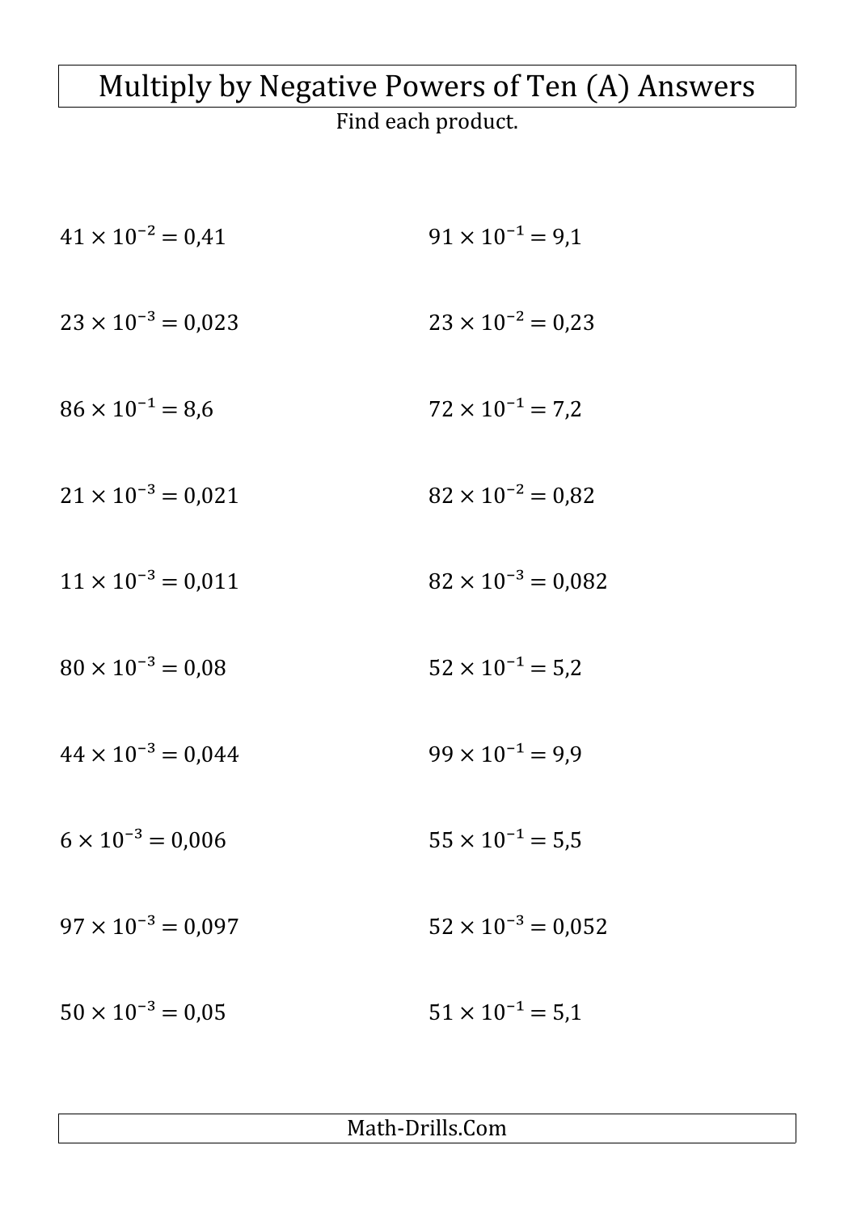# Multiply by Negative Powers of Ten (A) Answers

Find each product.

$41 \times 10^{-2} = 0{,}41$

$23 \times 10^{-3} = 0{,}023$

$86 \times 10^{-1} = 8{,}6$

$21 \times 10^{-3} = 0{,}021$

$11 \times 10^{-3} = 0{,}011$

$80 \times 10^{-3} = 0{,}08$

$44 \times 10^{-3} = 0{,}044$

$6 \times 10^{-3} = 0{,}006$

$97 \times 10^{-3} = 0{,}097$

$50 \times 10^{-3} = 0{,}05$

$91 \times 10^{-1} = 9{,}1$

$23 \times 10^{-2} = 0{,}23$

$72 \times 10^{-1} = 7{,}2$

$82 \times 10^{-2} = 0{,}82$

$82 \times 10^{-3} = 0{,}082$

$52 \times 10^{-1} = 5{,}2$

$99 \times 10^{-1} = 9{,}9$

$55 \times 10^{-1} = 5{,}5$

$52 \times 10^{-3} = 0{,}052$

$51 \times 10^{-1} = 5{,}1$

Math-Drills.Com